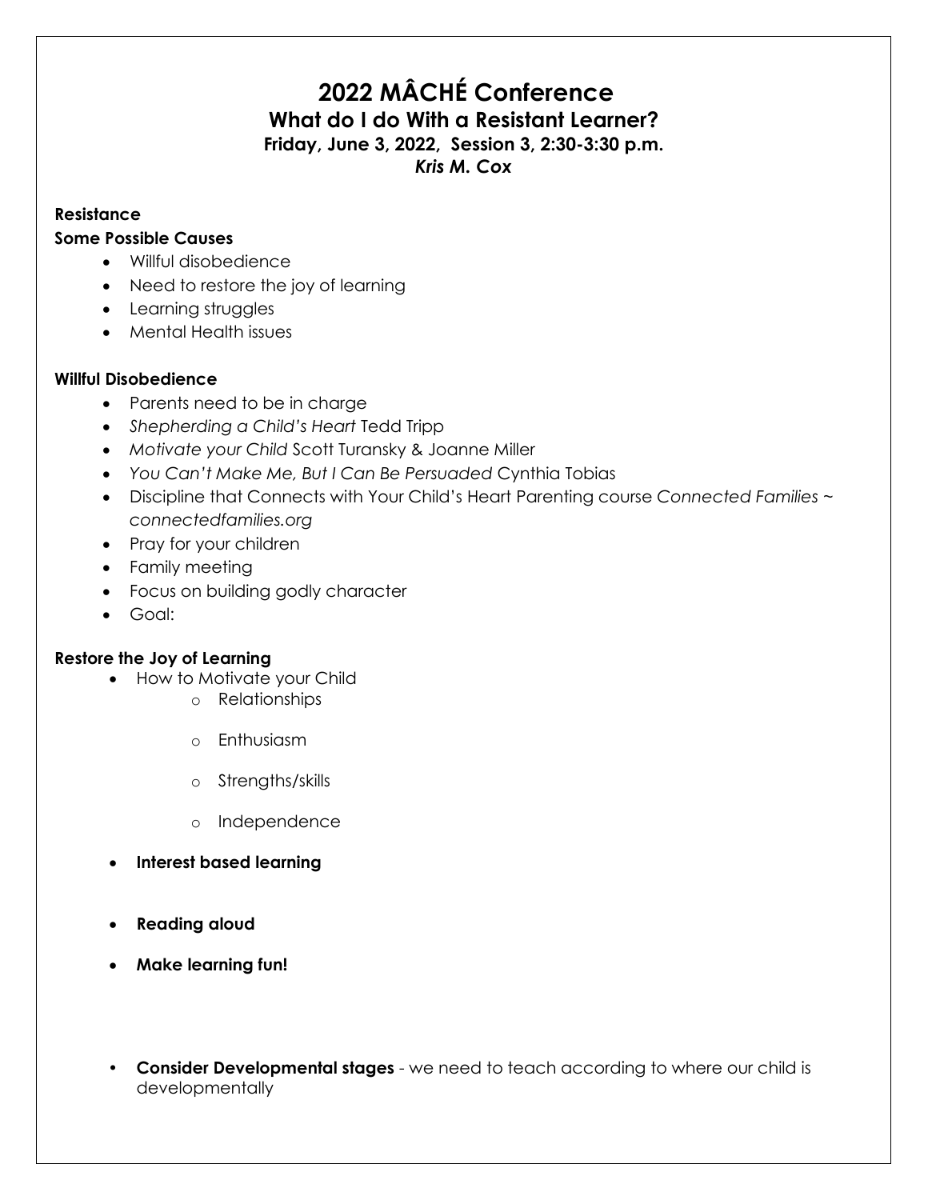# 2022 MÂCHÉ Conference

## What do I do With a Resistant Learner?

**Friday, June 3, 2022, Session 3, 2:30-3:30 p.m.**

***Kris M. Cox***

**Resistance**

**Some Possible Causes**

- Willful disobedience
- Need to restore the joy of learning
- Learning struggles
- Mental Health issues

**Willful Disobedience**

- Parents need to be in charge
- *Shepherding a Child's Heart* Tedd Tripp
- *Motivate your Child* Scott Turansky & Joanne Miller
- *You Can't Make Me, But I Can Be Persuaded* Cynthia Tobias
- Discipline that Connects with Your Child's Heart Parenting course *Connected Families ~ connectedfamilies.org*
- Pray for your children
- Family meeting
- Focus on building godly character
- Goal:

**Restore the Joy of Learning**

- How to Motivate your Child
  - Relationships
  - Enthusiasm
  - Strengths/skills
  - Independence
- **Interest based learning**
- **Reading aloud**
- **Make learning fun!**
- **Consider Developmental stages** - we need to teach according to where our child is developmentally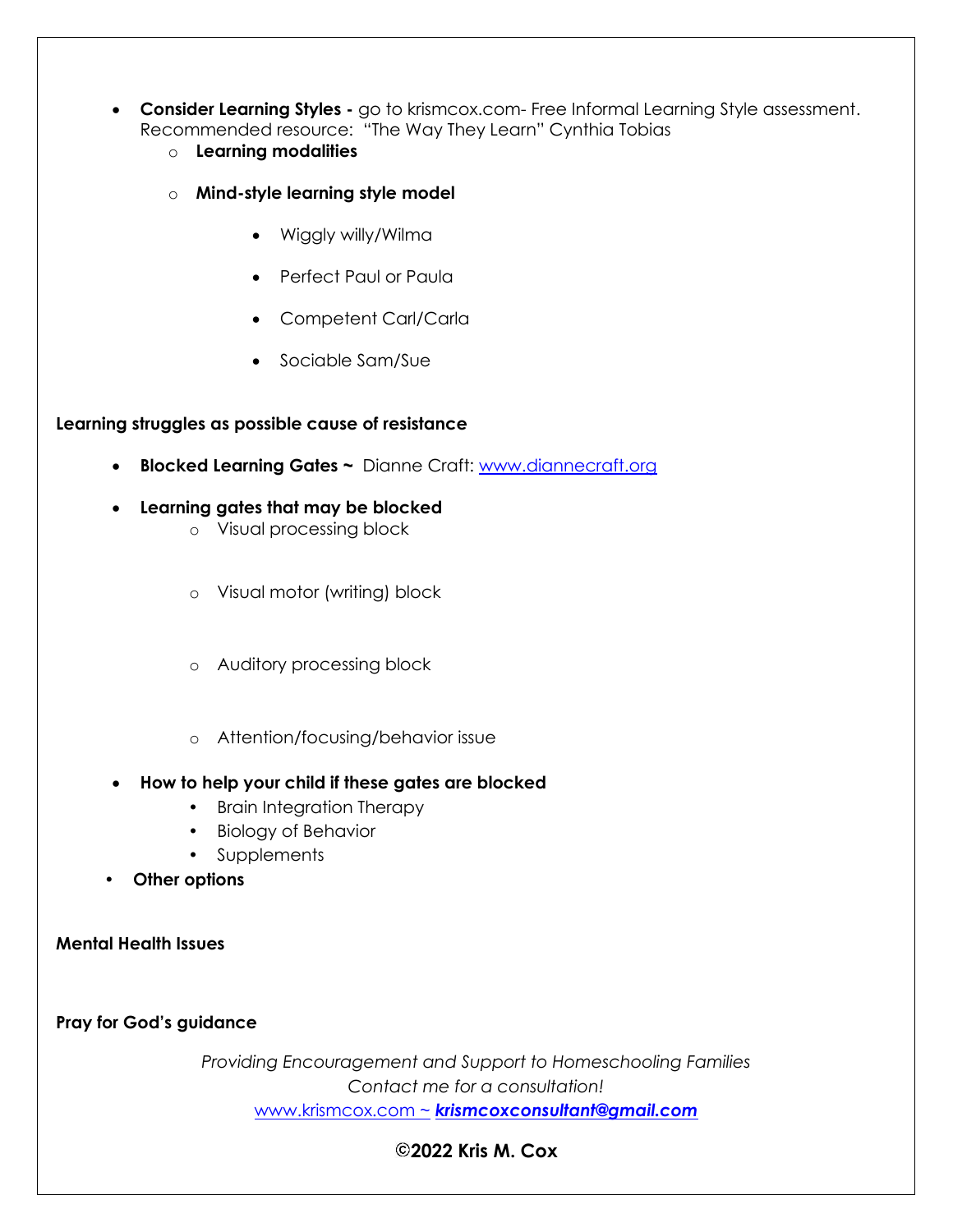- **Consider Learning Styles -** go to krismcox.com- Free Informal Learning Style assessment. Recommended resource: "The Way They Learn" Cynthia Tobias
  - **Learning modalities**
  - **Mind-style learning style model**
    - Wiggly willy/Wilma
    - Perfect Paul or Paula
    - Competent Carl/Carla
    - Sociable Sam/Sue

**Learning struggles as possible cause of resistance**

- **Blocked Learning Gates ~** Dianne Craft: [www.diannecraft.org](www.diannecraft.org)
- **Learning gates that may be blocked**
  - Visual processing block
  - Visual motor (writing) block
  - Auditory processing block
  - Attention/focusing/behavior issue
- **How to help your child if these gates are blocked**
  - Brain Integration Therapy
  - Biology of Behavior
  - Supplements
- **Other options**

**Mental Health Issues**

**Pray for God's guidance**

*Providing Encouragement and Support to Homeschooling Families*
*Contact me for a consultation!*
www.krismcox.com ~ ***krismcoxconsultant@gmail.com***

**©2022 Kris M. Cox**